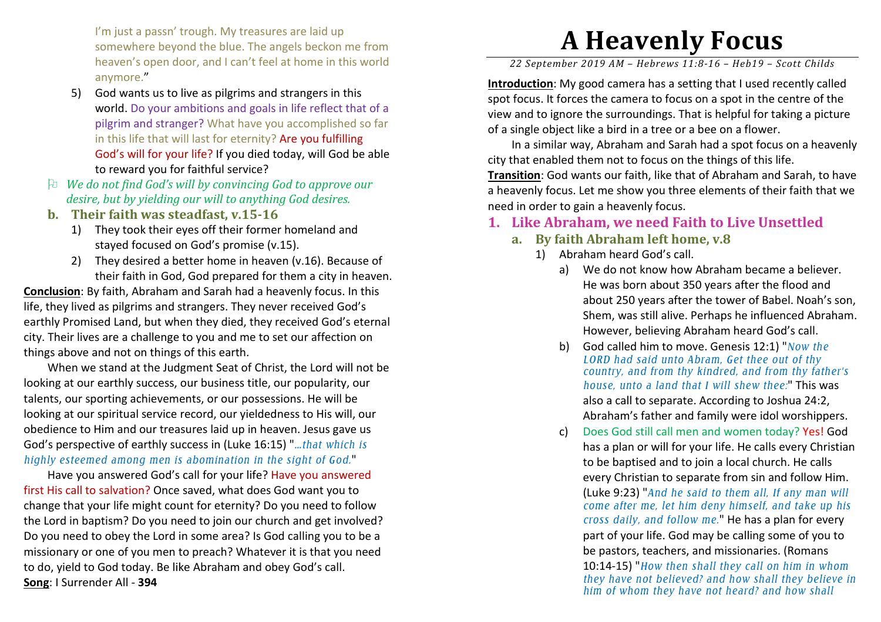I'm just a passn' trough. My treasures are laid up somewhere beyond the blue. The angels beckon me from heaven's open door, and I can't feel at home in this world anymore."

5) God wants us to live as pilgrims and strangers in this world. Do your ambitions and goals in life reflect that of a pilgrim and stranger? What have you accomplished so far in this life that will last for eternity? Are you fulfilling God's will for your life? If you died today, will God be able to reward you for faithful service?

⚐ *We do not find God's will by convincing God to approve our desire, but by yielding our will to anything God desires.*

### b. Their faith was steadfast, v.15-16

1) They took their eyes off their former homeland and stayed focused on God's promise (v.15).
2) They desired a better home in heaven (v.16). Because of their faith in God, God prepared for them a city in heaven.

**Conclusion**: By faith, Abraham and Sarah had a heavenly focus. In this life, they lived as pilgrims and strangers. They never received God's earthly Promised Land, but when they died, they received God's eternal city. Their lives are a challenge to you and me to set our affection on things above and not on things of this earth.

When we stand at the Judgment Seat of Christ, the Lord will not be looking at our earthly success, our business title, our popularity, our talents, our sporting achievements, or our possessions. He will be looking at our spiritual service record, our yieldedness to His will, our obedience to Him and our treasures laid up in heaven. Jesus gave us God's perspective of earthly success in (Luke 16:15) "*...that which is highly esteemed among men is abomination in the sight of God.*"

Have you answered God's call for your life? Have you answered first His call to salvation? Once saved, what does God want you to change that your life might count for eternity? Do you need to follow the Lord in baptism? Do you need to join our church and get involved? Do you need to obey the Lord in some area? Is God calling you to be a missionary or one of you men to preach? Whatever it is that you need to do, yield to God today. Be like Abraham and obey God's call.

**Song**: I Surrender All - **394**

# A Heavenly Focus

*22 September 2019 AM – Hebrews 11:8-16 – Heb19 – Scott Childs*

**Introduction**: My good camera has a setting that I used recently called spot focus. It forces the camera to focus on a spot in the centre of the view and to ignore the surroundings. That is helpful for taking a picture of a single object like a bird in a tree or a bee on a flower.

In a similar way, Abraham and Sarah had a spot focus on a heavenly city that enabled them not to focus on the things of this life.

**Transition**: God wants our faith, like that of Abraham and Sarah, to have a heavenly focus. Let me show you three elements of their faith that we need in order to gain a heavenly focus.

## 1. Like Abraham, we need Faith to Live Unsettled

### a. By faith Abraham left home, v.8

1) Abraham heard God's call.
   a) We do not know how Abraham became a believer. He was born about 350 years after the flood and about 250 years after the tower of Babel. Noah's son, Shem, was still alive. Perhaps he influenced Abraham. However, believing Abraham heard God's call.
   b) God called him to move. Genesis 12:1) "*Now the LORD had said unto Abram, Get thee out of thy country, and from thy kindred, and from thy father's house, unto a land that I will shew thee:*" This was also a call to separate. According to Joshua 24:2, Abraham's father and family were idol worshippers.
   c) Does God still call men and women today? Yes! God has a plan or will for your life. He calls every Christian to be baptised and to join a local church. He calls every Christian to separate from sin and follow Him. (Luke 9:23) "*And he said to them all, If any man will come after me, let him deny himself, and take up his cross daily, and follow me.*" He has a plan for every part of your life. God may be calling some of you to be pastors, teachers, and missionaries. (Romans 10:14-15) "*How then shall they call on him in whom they have not believed? and how shall they believe in him of whom they have not heard? and how shall*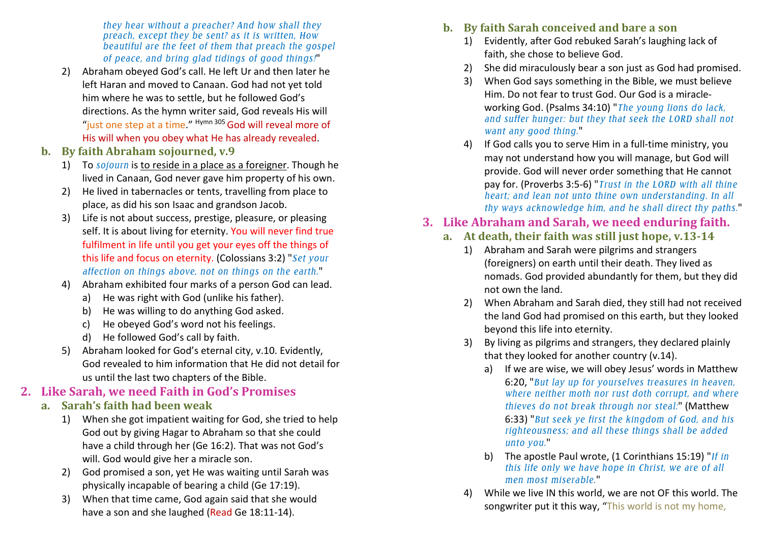*they hear without a preacher? And how shall they preach, except they be sent? as it is written, How beautiful are the feet of them that preach the gospel of peace, and bring glad tidings of good things!*"

2) Abraham obeyed God's call. He left Ur and then later he left Haran and moved to Canaan. God had not yet told him where he was to settle, but he followed God's directions. As the hymn writer said, God reveals His will "just one step at a time." Hymn 305 God will reveal more of His will when you obey what He has already revealed.

### b. By faith Abraham sojourned, v.9

1) To *sojourn* is to reside in a place as a foreigner. Though he lived in Canaan, God never gave him property of his own.
2) He lived in tabernacles or tents, travelling from place to place, as did his son Isaac and grandson Jacob.
3) Life is not about success, prestige, pleasure, or pleasing self. It is about living for eternity. You will never find true fulfilment in life until you get your eyes off the things of this life and focus on eternity. (Colossians 3:2) "*Set your affection on things above, not on things on the earth.*"
4) Abraham exhibited four marks of a person God can lead.
   a) He was right with God (unlike his father).
   b) He was willing to do anything God asked.
   c) He obeyed God's word not his feelings.
   d) He followed God's call by faith.
5) Abraham looked for God's eternal city, v.10. Evidently, God revealed to him information that He did not detail for us until the last two chapters of the Bible.

## 2. Like Sarah, we need Faith in God's Promises

### a. Sarah's faith had been weak

1) When she got impatient waiting for God, she tried to help God out by giving Hagar to Abraham so that she could have a child through her (Ge 16:2). That was not God's will. God would give her a miracle son.
2) God promised a son, yet He was waiting until Sarah was physically incapable of bearing a child (Ge 17:19).
3) When that time came, God again said that she would have a son and she laughed (Read Ge 18:11-14).

### b. By faith Sarah conceived and bare a son

1) Evidently, after God rebuked Sarah's laughing lack of faith, she chose to believe God.
2) She did miraculously bear a son just as God had promised.
3) When God says something in the Bible, we must believe Him. Do not fear to trust God. Our God is a miracle-working God. (Psalms 34:10) "*The young lions do lack, and suffer hunger: but they that seek the LORD shall not want any good thing.*"
4) If God calls you to serve Him in a full-time ministry, you may not understand how you will manage, but God will provide. God will never order something that He cannot pay for. (Proverbs 3:5-6) "*Trust in the LORD with all thine heart; and lean not unto thine own understanding. In all thy ways acknowledge him, and he shall direct thy paths.*"

## 3. Like Abraham and Sarah, we need enduring faith.

### a. At death, their faith was still just hope, v.13-14

1) Abraham and Sarah were pilgrims and strangers (foreigners) on earth until their death. They lived as nomads. God provided abundantly for them, but they did not own the land.
2) When Abraham and Sarah died, they still had not received the land God had promised on this earth, but they looked beyond this life into eternity.
3) By living as pilgrims and strangers, they declared plainly that they looked for another country (v.14).
   a) If we are wise, we will obey Jesus' words in Matthew 6:20, "*But lay up for yourselves treasures in heaven, where neither moth nor rust doth corrupt, and where thieves do not break through nor steal:*" (Matthew 6:33) "*But seek ye first the kingdom of God, and his righteousness; and all these things shall be added unto you.*"
   b) The apostle Paul wrote, (1 Corinthians 15:19) "*If in this life only we have hope in Christ, we are of all men most miserable.*"
4) While we live IN this world, we are not OF this world. The songwriter put it this way, "This world is not my home,